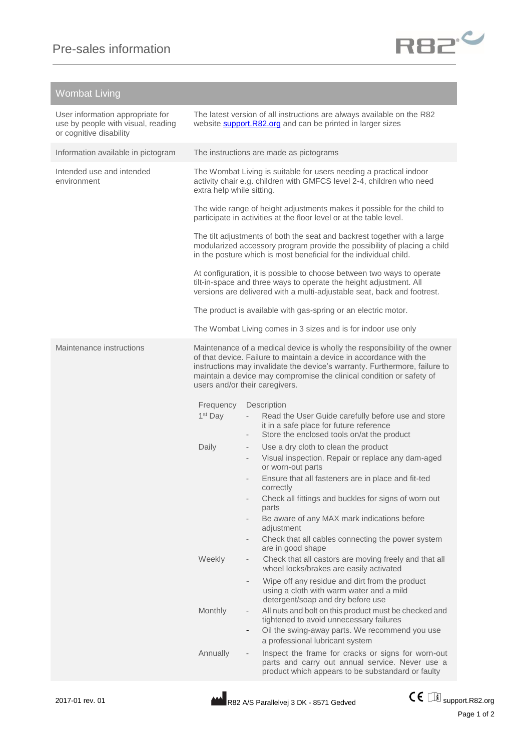# Pre-sales information

## Wombat Living

| | |
|---|---|
| User information appropriate for use by people with visual, reading or cognitive disability | The latest version of all instructions are always available on the R82 website [support.R82.org](http://support.R82.org) and can be printed in larger sizes |
| Information available in pictogram | The instructions are made as pictograms |
| Intended use and intended environment | The Wombat Living is suitable for users needing a practical indoor activity chair e.g. children with GMFCS level 2-4, children who need extra help while sitting.<br><br>The wide range of height adjustments makes it possible for the child to participate in activities at the floor level or at the table level.<br><br>The tilt adjustments of both the seat and backrest together with a large modularized accessory program provide the possibility of placing a child in the posture which is most beneficial for the individual child.<br><br>At configuration, it is possible to choose between two ways to operate tilt-in-space and three ways to operate the height adjustment. All versions are delivered with a multi-adjustable seat, back and footrest.<br><br>The product is available with gas-spring or an electric motor.<br><br>The Wombat Living comes in 3 sizes and is for indoor use only |
| Maintenance instructions | Maintenance of a medical device is wholly the responsibility of the owner of that device. Failure to maintain a device in accordance with the instructions may invalidate the device's warranty. Furthermore, failure to maintain a device may compromise the clinical condition or safety of users and/or their caregivers. |

| Frequency | Description |
|---|---|
| 1st Day | - Read the User Guide carefully before use and store it in a safe place for future reference<br>- Store the enclosed tools on/at the product |
| Daily | - Use a dry cloth to clean the product<br>- Visual inspection. Repair or replace any dam-aged or worn-out parts<br>- Ensure that all fasteners are in place and fit-ted correctly<br>- Check all fittings and buckles for signs of worn out parts<br>- Be aware of any MAX mark indications before adjustment<br>- Check that all cables connecting the power system are in good shape |
| Weekly | - Check that all castors are moving freely and that all wheel locks/brakes are easily activated<br>- Wipe off any residue and dirt from the product using a cloth with warm water and a mild detergent/soap and dry before use |
| Monthly | - All nuts and bolt on this product must be checked and tightened to avoid unnecessary failures<br>- Oil the swing-away parts. We recommend you use a professional lubricant system |
| Annually | - Inspect the frame for cracks or signs for worn-out parts and carry out annual service. Never use a product which appears to be substandard or faulty |

2017-01 rev. 01

R82 A/S Parallelvej 3 DK - 8571 Gedved

support.R82.org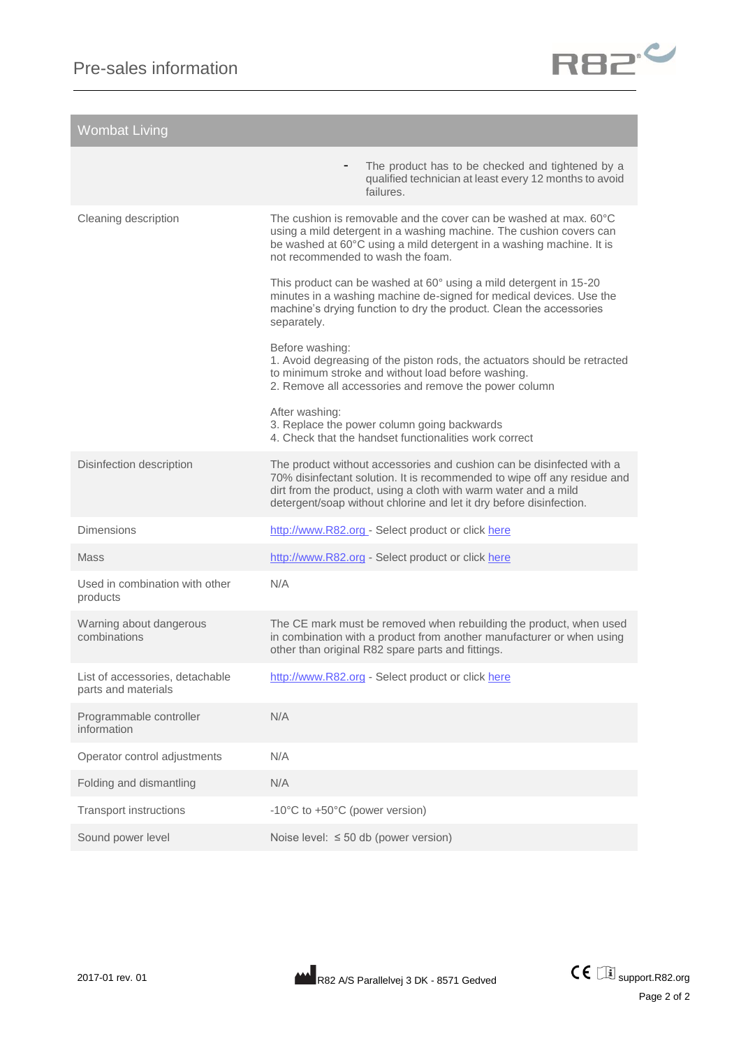| Wombat Living | |
| --- | --- |
| | - The product has to be checked and tightened by a qualified technician at least every 12 months to avoid failures. |
| Cleaning description | The cushion is removable and the cover can be washed at max. 60°C using a mild detergent in a washing machine. The cushion covers can be washed at 60°C using a mild detergent in a washing machine. It is not recommended to wash the foam.<br><br>This product can be washed at 60° using a mild detergent in 15-20 minutes in a washing machine de-signed for medical devices. Use the machine's drying function to dry the product. Clean the accessories separately.<br><br>Before washing:<br>1. Avoid degreasing of the piston rods, the actuators should be retracted to minimum stroke and without load before washing.<br>2. Remove all accessories and remove the power column<br><br>After washing:<br>3. Replace the power column going backwards<br>4. Check that the handset functionalities work correct |
| Disinfection description | The product without accessories and cushion can be disinfected with a 70% disinfectant solution. It is recommended to wipe off any residue and dirt from the product, using a cloth with warm water and a mild detergent/soap without chlorine and let it dry before disinfection. |
| Dimensions | http://www.R82.org - Select product or click here |
| Mass | http://www.R82.org - Select product or click here |
| Used in combination with other products | N/A |
| Warning about dangerous combinations | The CE mark must be removed when rebuilding the product, when used in combination with a product from another manufacturer or when using other than original R82 spare parts and fittings. |
| List of accessories, detachable parts and materials | http://www.R82.org - Select product or click here |
| Programmable controller information | N/A |
| Operator control adjustments | N/A |
| Folding and dismantling | N/A |
| Transport instructions | -10°C to +50°C (power version) |
| Sound power level | Noise level: ≤ 50 db (power version) |

2017-01 rev. 01

R82 A/S Parallelvej 3 DK - 8571 Gedved

support.R82.org